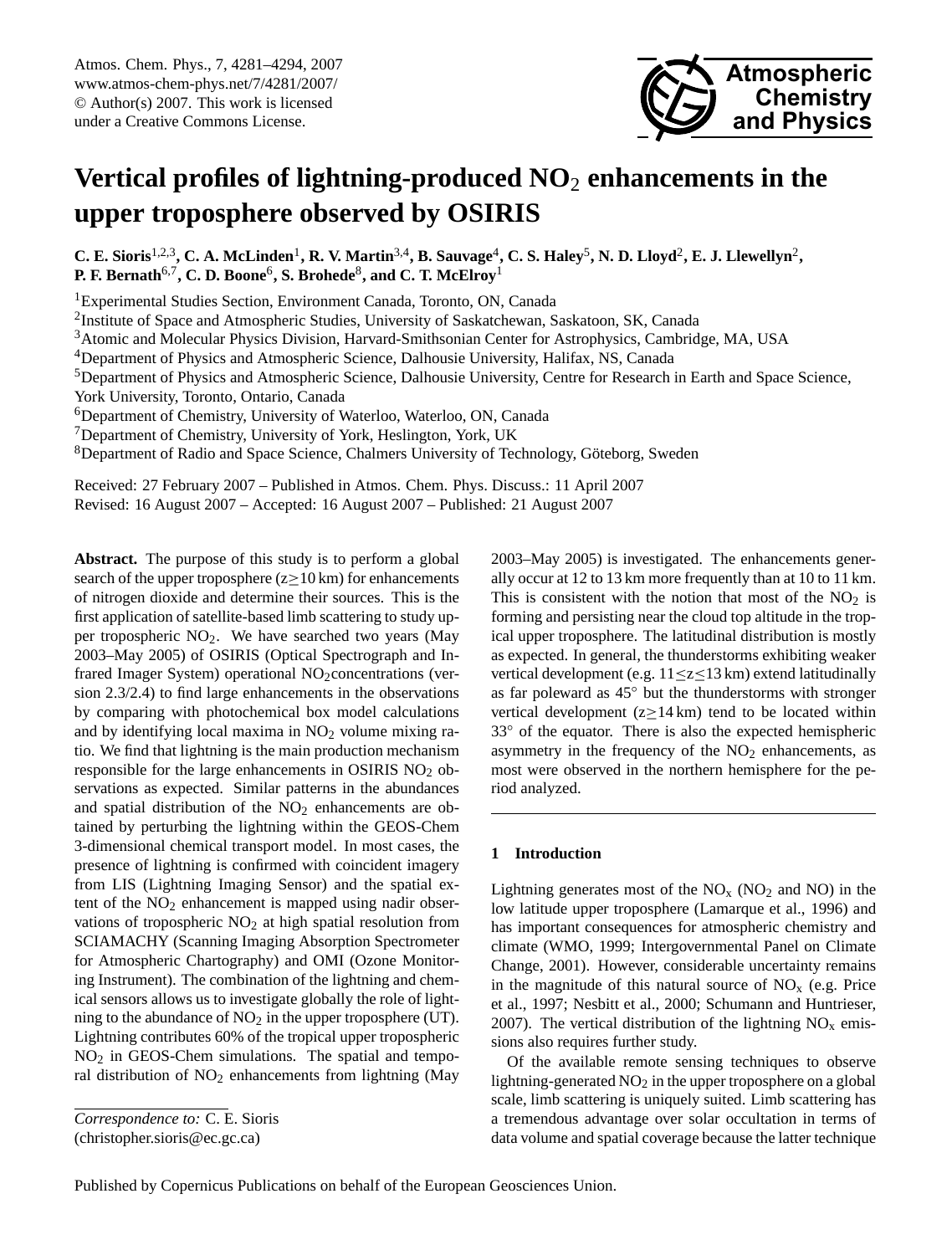# Vertical profiles of lightning-produced $NO_2$ enhancements in the upper troposphere observed by OSIRIS

**C. E. Sioris[1,2,3], C. A. McLinden[1], R. V. Martin[3,4], B. Sauvage[4], C. S. Haley[5], N. D. Lloyd[2], E. J. Llewellyn[2], P. F. Bernath[6,7], C. D. Boone[6], S. Brohede[8], and C. T. McElroy[1]**

[1]Experimental Studies Section, Environment Canada, Toronto, ON, Canada
[2]Institute of Space and Atmospheric Studies, University of Saskatchewan, Saskatoon, SK, Canada
[3]Atomic and Molecular Physics Division, Harvard-Smithsonian Center for Astrophysics, Cambridge, MA, USA
[4]Department of Physics and Atmospheric Science, Dalhousie University, Halifax, NS, Canada
[5]Department of Physics and Atmospheric Science, Dalhousie University, Centre for Research in Earth and Space Science, York University, Toronto, Ontario, Canada
[6]Department of Chemistry, University of Waterloo, Waterloo, ON, Canada
[7]Department of Chemistry, University of York, Heslington, York, UK
[8]Department of Radio and Space Science, Chalmers University of Technology, Göteborg, Sweden

Received: 27 February 2007 – Published in Atmos. Chem. Phys. Discuss.: 11 April 2007
Revised: 16 August 2007 – Accepted: 16 August 2007 – Published: 21 August 2007

**Abstract.** The purpose of this study is to perform a global search of the upper troposphere ($z \geq 10$ km) for enhancements of nitrogen dioxide and determine their sources. This is the first application of satellite-based limb scattering to study upper tropospheric $NO_2$. We have searched two years (May 2003–May 2005) of OSIRIS (Optical Spectrograph and Infrared Imager System) operational $NO_2$concentrations (version 2.3/2.4) to find large enhancements in the observations by comparing with photochemical box model calculations and by identifying local maxima in $NO_2$ volume mixing ratio. We find that lightning is the main production mechanism responsible for the large enhancements in OSIRIS $NO_2$ observations as expected. Similar patterns in the abundances and spatial distribution of the $NO_2$ enhancements are obtained by perturbing the lightning within the GEOS-Chem 3-dimensional chemical transport model. In most cases, the presence of lightning is confirmed with coincident imagery from LIS (Lightning Imaging Sensor) and the spatial extent of the $NO_2$ enhancement is mapped using nadir observations of tropospheric $NO_2$ at high spatial resolution from SCIAMACHY (Scanning Imaging Absorption Spectrometer for Atmospheric Chartography) and OMI (Ozone Monitoring Instrument). The combination of the lightning and chemical sensors allows us to investigate globally the role of lightning to the abundance of $NO_2$ in the upper troposphere (UT). Lightning contributes 60% of the tropical upper tropospheric $NO_2$ in GEOS-Chem simulations. The spatial and temporal distribution of $NO_2$ enhancements from lightning (May 2003–May 2005) is investigated. The enhancements generally occur at 12 to 13 km more frequently than at 10 to 11 km. This is consistent with the notion that most of the $NO_2$ is forming and persisting near the cloud top altitude in the tropical upper troposphere. The latitudinal distribution is mostly as expected. In general, the thunderstorms exhibiting weaker vertical development (e.g. $11 \leq z \leq 13$ km) extend latitudinally as far poleward as 45° but the thunderstorms with stronger vertical development ($z \geq 14$ km) tend to be located within 33° of the equator. There is also the expected hemispheric asymmetry in the frequency of the $NO_2$ enhancements, as most were observed in the northern hemisphere for the period analyzed.

*Correspondence to:* C. E. Sioris
(christopher.sioris@ec.gc.ca)

## 1 Introduction

Lightning generates most of the $NO_x$ ($NO_2$ and NO) in the low latitude upper troposphere (Lamarque et al., 1996) and has important consequences for atmospheric chemistry and climate (WMO, 1999; Intergovernmental Panel on Climate Change, 2001). However, considerable uncertainty remains in the magnitude of this natural source of $NO_x$ (e.g. Price et al., 1997; Nesbitt et al., 2000; Schumann and Huntrieser, 2007). The vertical distribution of the lightning $NO_x$ emissions also requires further study.

Of the available remote sensing techniques to observe lightning-generated $NO_2$ in the upper troposphere on a global scale, limb scattering is uniquely suited. Limb scattering has a tremendous advantage over solar occultation in terms of data volume and spatial coverage because the latter technique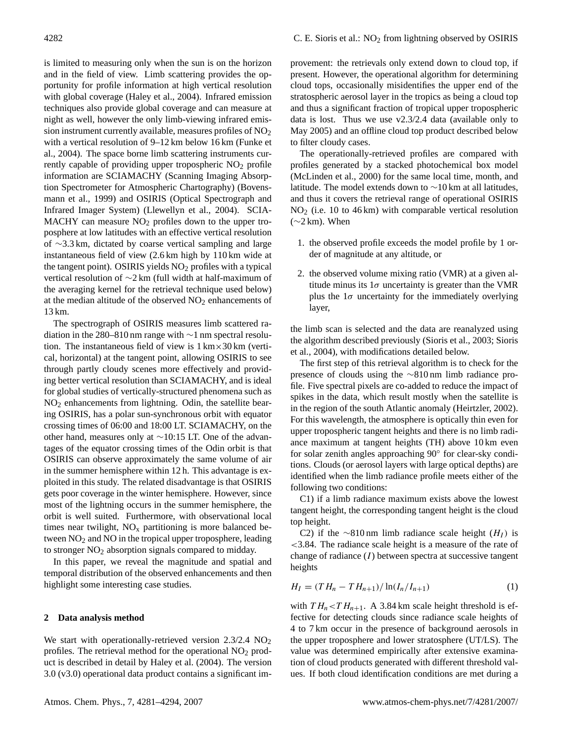is limited to measuring only when the sun is on the horizon and in the field of view. Limb scattering provides the opportunity for profile information at high vertical resolution with global coverage (Haley et al., 2004). Infrared emission techniques also provide global coverage and can measure at night as well, however the only limb-viewing infrared emission instrument currently available, measures profiles of $NO_2$ with a vertical resolution of 9–12 km below 16 km (Funke et al., 2004). The space borne limb scattering instruments currently capable of providing upper tropospheric $NO_2$ profile information are SCIAMACHY (Scanning Imaging Absorption Spectrometer for Atmospheric Chartography) (Bovensmann et al., 1999) and OSIRIS (Optical Spectrograph and Infrared Imager System) (Llewellyn et al., 2004). SCIAMACHY can measure $NO_2$ profiles down to the upper troposphere at low latitudes with an effective vertical resolution of ∼3.3 km, dictated by coarse vertical sampling and large instantaneous field of view (2.6 km high by 110 km wide at the tangent point). OSIRIS yields $NO_2$ profiles with a typical vertical resolution of ∼2 km (full width at half-maximum of the averaging kernel for the retrieval technique used below) at the median altitude of the observed $NO_2$ enhancements of 13 km.

The spectrograph of OSIRIS measures limb scattered radiation in the 280–810 nm range with ∼1 nm spectral resolution. The instantaneous field of view is 1 km×30 km (vertical, horizontal) at the tangent point, allowing OSIRIS to see through partly cloudy scenes more effectively and providing better vertical resolution than SCIAMACHY, and is ideal for global studies of vertically-structured phenomena such as $NO_2$ enhancements from lightning. Odin, the satellite bearing OSIRIS, has a polar sun-synchronous orbit with equator crossing times of 06:00 and 18:00 LT. SCIAMACHY, on the other hand, measures only at ∼10:15 LT. One of the advantages of the equator crossing times of the Odin orbit is that OSIRIS can observe approximately the same volume of air in the summer hemisphere within 12 h. This advantage is exploited in this study. The related disadvantage is that OSIRIS gets poor coverage in the winter hemisphere. However, since most of the lightning occurs in the summer hemisphere, the orbit is well suited. Furthermore, with observational local times near twilight, $NO_x$ partitioning is more balanced between $NO_2$ and NO in the tropical upper troposphere, leading to stronger $NO_2$ absorption signals compared to midday.

In this paper, we reveal the magnitude and spatial and temporal distribution of the observed enhancements and then highlight some interesting case studies.

## 2 Data analysis method

We start with operationally-retrieved version 2.3/2.4 $NO_2$ profiles. The retrieval method for the operational $NO_2$ product is described in detail by Haley et al. (2004). The version 3.0 (v3.0) operational data product contains a significant improvement: the retrievals only extend down to cloud top, if present. However, the operational algorithm for determining cloud tops, occasionally misidentifies the upper end of the stratospheric aerosol layer in the tropics as being a cloud top and thus a significant fraction of tropical upper tropospheric data is lost. Thus we use v2.3/2.4 data (available only to May 2005) and an offline cloud top product described below to filter cloudy cases.

The operationally-retrieved profiles are compared with profiles generated by a stacked photochemical box model (McLinden et al., 2000) for the same local time, month, and latitude. The model extends down to ∼10 km at all latitudes, and thus it covers the retrieval range of operational OSIRIS $NO_2$ (i.e. 10 to 46 km) with comparable vertical resolution (∼2 km). When

1. the observed profile exceeds the model profile by 1 order of magnitude at any altitude, or
2. the observed volume mixing ratio (VMR) at a given altitude minus its 1$\sigma$ uncertainty is greater than the VMR plus the 1$\sigma$ uncertainty for the immediately overlying layer,

the limb scan is selected and the data are reanalyzed using the algorithm described previously (Sioris et al., 2003; Sioris et al., 2004), with modifications detailed below.

The first step of this retrieval algorithm is to check for the presence of clouds using the ∼810 nm limb radiance profile. Five spectral pixels are co-added to reduce the impact of spikes in the data, which result mostly when the satellite is in the region of the south Atlantic anomaly (Heirtzler, 2002). For this wavelength, the atmosphere is optically thin even for upper tropospheric tangent heights and there is no limb radiance maximum at tangent heights (TH) above 10 km even for solar zenith angles approaching 90° for clear-sky conditions. Clouds (or aerosol layers with large optical depths) are identified when the limb radiance profile meets either of the following two conditions:

C1) if a limb radiance maximum exists above the lowest tangent height, the corresponding tangent height is the cloud top height.

C2) if the ∼810 nm limb radiance scale height ($H_I$) is <3.84. The radiance scale height is a measure of the rate of change of radiance ($I$) between spectra at successive tangent heights

$$H_I = (TH_n - TH_{n+1}) / \ln(I_n / I_{n+1}) \tag{1}$$

with $TH_n < TH_{n+1}$. A 3.84 km scale height threshold is effective for detecting clouds since radiance scale heights of 4 to 7 km occur in the presence of background aerosols in the upper troposphere and lower stratosphere (UT/LS). The value was determined empirically after extensive examination of cloud products generated with different threshold values. If both cloud identification conditions are met during a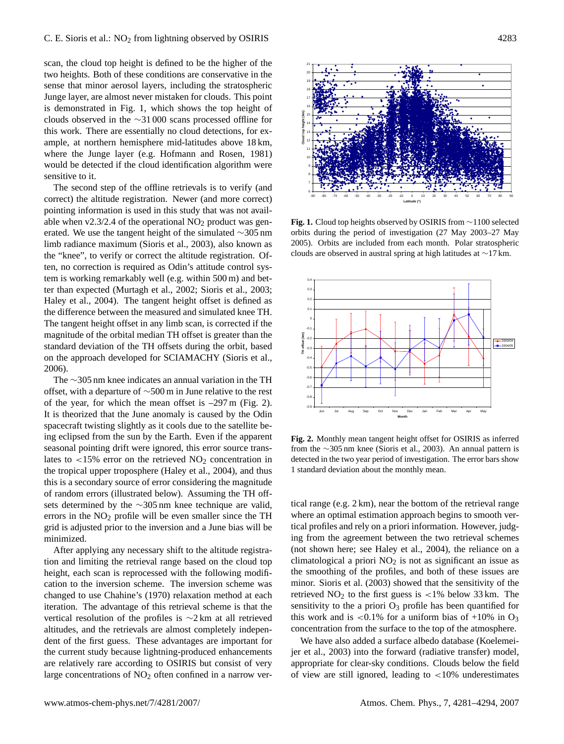scan, the cloud top height is defined to be the higher of the two heights. Both of these conditions are conservative in the sense that minor aerosol layers, including the stratospheric Junge layer, are almost never mistaken for clouds. This point is demonstrated in Fig. 1, which shows the top height of clouds observed in the ∼31 000 scans processed offline for this work. There are essentially no cloud detections, for example, at northern hemisphere mid-latitudes above 18 km, where the Junge layer (e.g. Hofmann and Rosen, 1981) would be detected if the cloud identification algorithm were sensitive to it.

The second step of the offline retrievals is to verify (and correct) the altitude registration. Newer (and more correct) pointing information is used in this study that was not available when v2.3/2.4 of the operational $NO_2$ product was generated. We use the tangent height of the simulated ∼305 nm limb radiance maximum (Sioris et al., 2003), also known as the "knee", to verify or correct the altitude registration. Often, no correction is required as Odin's attitude control system is working remarkably well (e.g. within 500 m) and better than expected (Murtagh et al., 2002; Sioris et al., 2003; Haley et al., 2004). The tangent height offset is defined as the difference between the measured and simulated knee TH. The tangent height offset in any limb scan, is corrected if the magnitude of the orbital median TH offset is greater than the standard deviation of the TH offsets during the orbit, based on the approach developed for SCIAMACHY (Sioris et al., 2006).

The ∼305 nm knee indicates an annual variation in the TH offset, with a departure of ∼500 m in June relative to the rest of the year, for which the mean offset is –297 m (Fig. 2). It is theorized that the June anomaly is caused by the Odin spacecraft twisting slightly as it cools due to the satellite being eclipsed from the sun by the Earth. Even if the apparent seasonal pointing drift were ignored, this error source translates to <15% error on the retrieved $NO_2$ concentration in the tropical upper troposphere (Haley et al., 2004), and thus this is a secondary source of error considering the magnitude of random errors (illustrated below). Assuming the TH offsets determined by the ∼305 nm knee technique are valid, errors in the $NO_2$ profile will be even smaller since the TH grid is adjusted prior to the inversion and a June bias will be minimized.

After applying any necessary shift to the altitude registration and limiting the retrieval range based on the cloud top height, each scan is reprocessed with the following modification to the inversion scheme. The inversion scheme was changed to use Chahine's (1970) relaxation method at each iteration. The advantage of this retrieval scheme is that the vertical resolution of the profiles is ∼2 km at all retrieved altitudes, and the retrievals are almost completely independent of the first guess. These advantages are important for the current study because lightning-produced enhancements are relatively rare according to OSIRIS but consist of very large concentrations of $NO_2$ often confined in a narrow vertical range (e.g. 2 km), near the bottom of the retrieval range where an optimal estimation approach begins to smooth vertical profiles and rely on a priori information. However, judging from the agreement between the two retrieval schemes (not shown here; see Haley et al., 2004), the reliance on a climatological a priori $NO_2$ is not as significant an issue as the smoothing of the profiles, and both of these issues are minor. Sioris et al. (2003) showed that the sensitivity of the retrieved $NO_2$ to the first guess is <1% below 33 km. The sensitivity to the a priori $O_3$ profile has been quantified for this work and is <0.1% for a uniform bias of +10% in $O_3$ concentration from the surface to the top of the atmosphere.

We have also added a surface albedo database (Koelemeijer et al., 2003) into the forward (radiative transfer) model, appropriate for clear-sky conditions. Clouds below the field of view are still ignored, leading to <10% underestimates

**Fig. 1.** Cloud top heights observed by OSIRIS from ∼1100 selected orbits during the period of investigation (27 May 2003–27 May 2005). Orbits are included from each month. Polar stratospheric clouds are observed in austral spring at high latitudes at ∼17 km.

**Fig. 2.** Monthly mean tangent height offset for OSIRIS as inferred from the ∼305 nm knee (Sioris et al., 2003). An annual pattern is detected in the two year period of investigation. The error bars show 1 standard deviation about the monthly mean.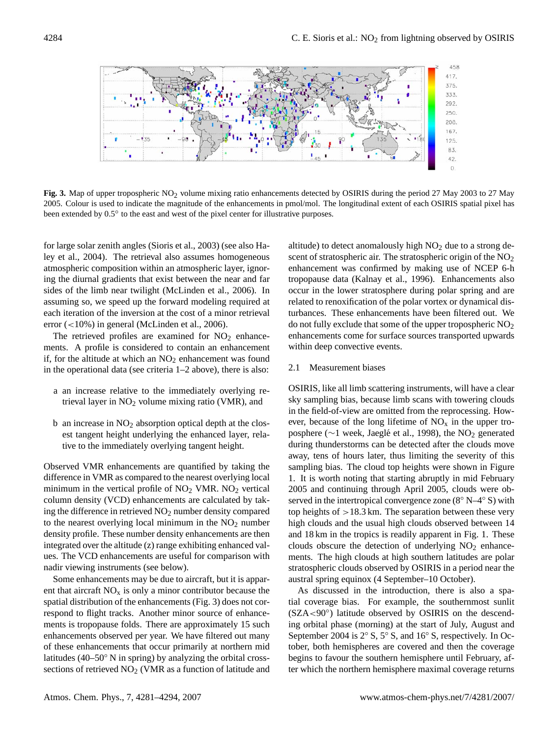**Fig. 3.** Map of upper tropospheric $NO_2$ volume mixing ratio enhancements detected by OSIRIS during the period 27 May 2003 to 27 May 2005. Colour is used to indicate the magnitude of the enhancements in pmol/mol. The longitudinal extent of each OSIRIS spatial pixel has been extended by 0.5° to the east and west of the pixel center for illustrative purposes.

for large solar zenith angles (Sioris et al., 2003) (see also Haley et al., 2004). The retrieval also assumes homogeneous atmospheric composition within an atmospheric layer, ignoring the diurnal gradients that exist between the near and far sides of the limb near twilight (McLinden et al., 2006). In assuming so, we speed up the forward modeling required at each iteration of the inversion at the cost of a minor retrieval error (<10%) in general (McLinden et al., 2006).

The retrieved profiles are examined for $NO_2$ enhancements. A profile is considered to contain an enhancement if, for the altitude at which an $NO_2$ enhancement was found in the operational data (see criteria 1–2 above), there is also:

a an increase relative to the immediately overlying retrieval layer in $NO_2$ volume mixing ratio (VMR), and

b an increase in $NO_2$ absorption optical depth at the closest tangent height underlying the enhanced layer, relative to the immediately overlying tangent height.

Observed VMR enhancements are quantified by taking the difference in VMR as compared to the nearest overlying local minimum in the vertical profile of $NO_2$ VMR. $NO_2$ vertical column density (VCD) enhancements are calculated by taking the difference in retrieved $NO_2$ number density compared to the nearest overlying local minimum in the $NO_2$ number density profile. These number density enhancements are then integrated over the altitude (z) range exhibiting enhanced values. The VCD enhancements are useful for comparison with nadir viewing instruments (see below).

Some enhancements may be due to aircraft, but it is apparent that aircraft $NO_x$ is only a minor contributor because the spatial distribution of the enhancements (Fig. 3) does not correspond to flight tracks. Another minor source of enhancements is tropopause folds. There are approximately 15 such enhancements observed per year. We have filtered out many of these enhancements that occur primarily at northern mid latitudes (40–50° N in spring) by analyzing the orbital cross-sections of retrieved $NO_2$ (VMR as a function of latitude and altitude) to detect anomalously high $NO_2$ due to a strong descent of stratospheric air. The stratospheric origin of the $NO_2$ enhancement was confirmed by making use of NCEP 6-h tropopause data (Kalnay et al., 1996). Enhancements also occur in the lower stratosphere during polar spring and are related to renoxification of the polar vortex or dynamical disturbances. These enhancements have been filtered out. We do not fully exclude that some of the upper tropospheric $NO_2$ enhancements come for surface sources transported upwards within deep convective events.

### 2.1 Measurement biases

OSIRIS, like all limb scattering instruments, will have a clear sky sampling bias, because limb scans with towering clouds in the field-of-view are omitted from the reprocessing. However, because of the long lifetime of $NO_x$ in the upper troposphere (~1 week, Jaeglé et al., 1998), the $NO_2$ generated during thunderstorms can be detected after the clouds move away, tens of hours later, thus limiting the severity of this sampling bias. The cloud top heights were shown in Figure 1. It is worth noting that starting abruptly in mid February 2005 and continuing through April 2005, clouds were observed in the intertropical convergence zone (8° N–4° S) with top heights of >18.3 km. The separation between these very high clouds and the usual high clouds observed between 14 and 18 km in the tropics is readily apparent in Fig. 1. These clouds obscure the detection of underlying $NO_2$ enhancements. The high clouds at high southern latitudes are polar stratospheric clouds observed by OSIRIS in a period near the austral spring equinox (4 September–10 October).

As discussed in the introduction, there is also a spatial coverage bias. For example, the southernmost sunlit (SZA<90°) latitude observed by OSIRIS on the descending orbital phase (morning) at the start of July, August and September 2004 is 2° S, 5° S, and 16° S, respectively. In October, both hemispheres are covered and then the coverage begins to favour the southern hemisphere until February, after which the northern hemisphere maximal coverage returns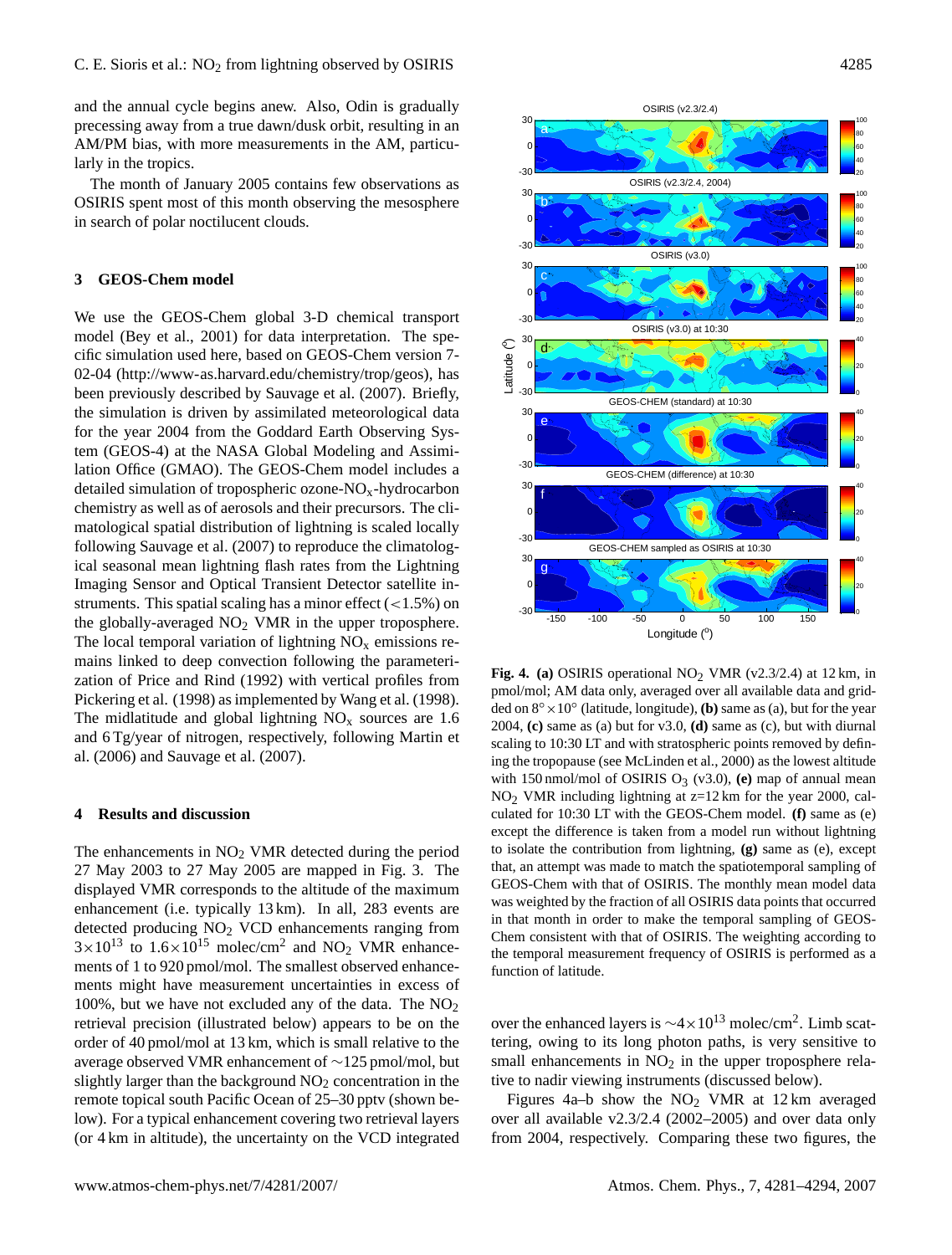and the annual cycle begins anew. Also, Odin is gradually precessing away from a true dawn/dusk orbit, resulting in an AM/PM bias, with more measurements in the AM, particularly in the tropics.

The month of January 2005 contains few observations as OSIRIS spent most of this month observing the mesosphere in search of polar noctilucent clouds.

## 3 GEOS-Chem model

We use the GEOS-Chem global 3-D chemical transport model (Bey et al., 2001) for data interpretation. The specific simulation used here, based on GEOS-Chem version 7-02-04 (http://www-as.harvard.edu/chemistry/trop/geos), has been previously described by Sauvage et al. (2007). Briefly, the simulation is driven by assimilated meteorological data for the year 2004 from the Goddard Earth Observing System (GEOS-4) at the NASA Global Modeling and Assimilation Office (GMAO). The GEOS-Chem model includes a detailed simulation of tropospheric ozone-$NO_x$-hydrocarbon chemistry as well as of aerosols and their precursors. The climatological spatial distribution of lightning is scaled locally following Sauvage et al. (2007) to reproduce the climatological seasonal mean lightning flash rates from the Lightning Imaging Sensor and Optical Transient Detector satellite instruments. This spatial scaling has a minor effect ($<$1.5%) on the globally-averaged $NO_2$ VMR in the upper troposphere. The local temporal variation of lightning $NO_x$ emissions remains linked to deep convection following the parameterization of Price and Rind (1992) with vertical profiles from Pickering et al. (1998) as implemented by Wang et al. (1998). The midlatitude and global lightning $NO_x$ sources are 1.6 and 6 Tg/year of nitrogen, respectively, following Martin et al. (2006) and Sauvage et al. (2007).

## 4 Results and discussion

The enhancements in $NO_2$ VMR detected during the period 27 May 2003 to 27 May 2005 are mapped in Fig. 3. The displayed VMR corresponds to the altitude of the maximum enhancement (i.e. typically 13 km). In all, 283 events are detected producing $NO_2$ VCD enhancements ranging from $3\times10^{13}$ to $1.6\times10^{15}$ molec/cm$^2$ and $NO_2$ VMR enhancements of 1 to 920 pmol/mol. The smallest observed enhancements might have measurement uncertainties in excess of 100%, but we have not excluded any of the data. The $NO_2$ retrieval precision (illustrated below) appears to be on the order of 40 pmol/mol at 13 km, which is small relative to the average observed VMR enhancement of ~125 pmol/mol, but slightly larger than the background $NO_2$ concentration in the remote topical south Pacific Ocean of 25–30 pptv (shown below). For a typical enhancement covering two retrieval layers (or 4 km in altitude), the uncertainty on the VCD integrated over the enhanced layers is $\sim4\times10^{13}$ molec/cm$^2$. Limb scattering, owing to its long photon paths, is very sensitive to small enhancements in $NO_2$ in the upper troposphere relative to nadir viewing instruments (discussed below).

**Fig. 4.** **(a)** OSIRIS operational $NO_2$ VMR (v2.3/2.4) at 12 km, in pmol/mol; AM data only, averaged over all available data and gridded on $8°\times10°$ (latitude, longitude), **(b)** same as (a), but for the year 2004, **(c)** same as (a) but for v3.0, **(d)** same as (c), but with diurnal scaling to 10:30 LT and with stratospheric points removed by defining the tropopause (see McLinden et al., 2000) as the lowest altitude with 150 nmol/mol of OSIRIS $O_3$ (v3.0), **(e)** map of annual mean $NO_2$ VMR including lightning at z=12 km for the year 2000, calculated for 10:30 LT with the GEOS-Chem model. **(f)** same as (e) except the difference is taken from a model run without lightning to isolate the contribution from lightning, **(g)** same as (e), except that, an attempt was made to match the spatiotemporal sampling of GEOS-Chem with that of OSIRIS. The monthly mean model data was weighted by the fraction of all OSIRIS data points that occurred in that month in order to make the temporal sampling of GEOS-Chem consistent with that of OSIRIS. The weighting according to the temporal measurement frequency of OSIRIS is performed as a function of latitude.

Figures 4a–b show the $NO_2$ VMR at 12 km averaged over all available v2.3/2.4 (2002–2005) and over data only from 2004, respectively. Comparing these two figures, the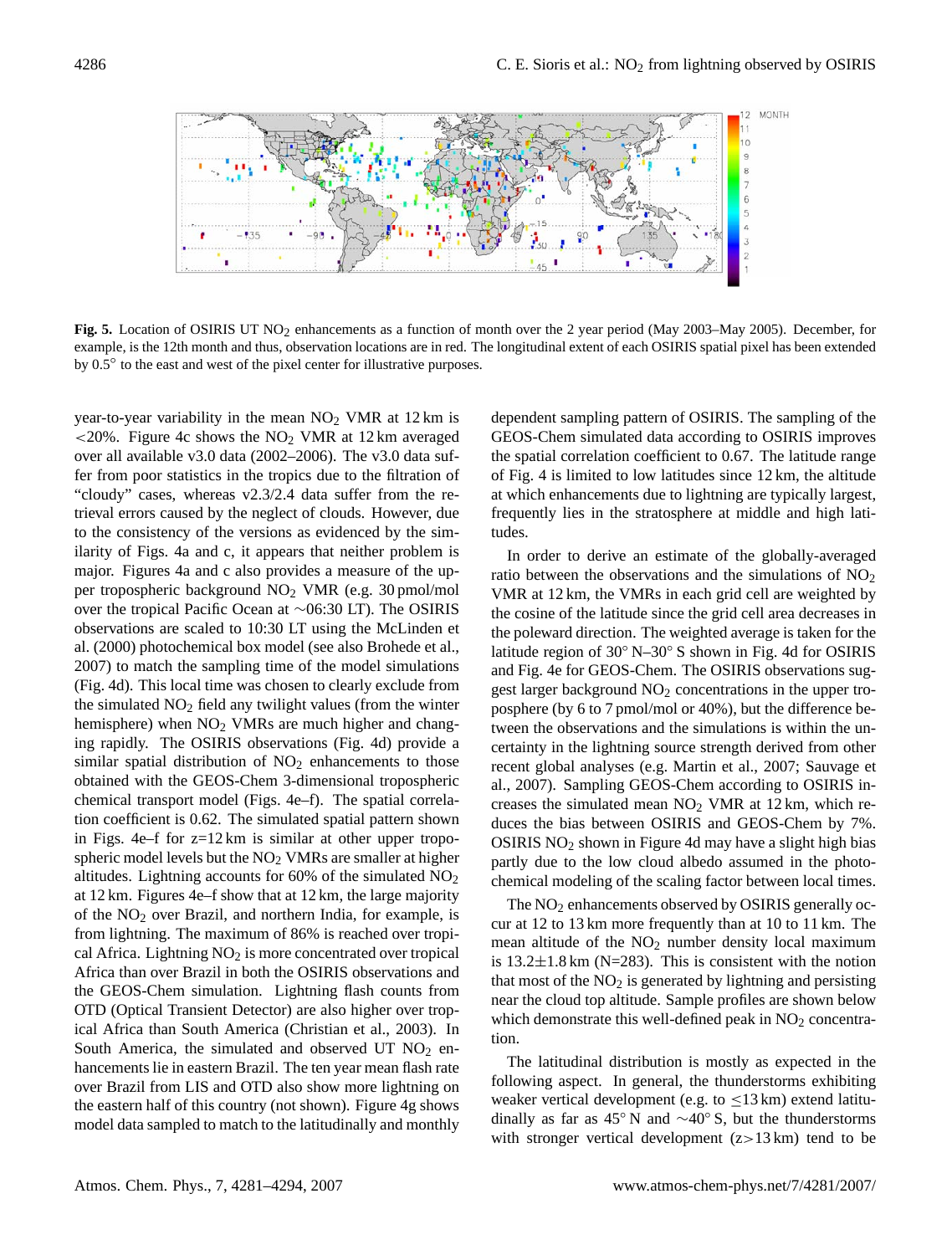**Fig. 5.** Location of OSIRIS UT $NO_2$ enhancements as a function of month over the 2 year period (May 2003–May 2005). December, for example, is the 12th month and thus, observation locations are in red. The longitudinal extent of each OSIRIS spatial pixel has been extended by 0.5° to the east and west of the pixel center for illustrative purposes.

year-to-year variability in the mean $NO_2$ VMR at 12 km is <20%. Figure 4c shows the $NO_2$ VMR at 12 km averaged over all available v3.0 data (2002–2006). The v3.0 data suffer from poor statistics in the tropics due to the filtration of "cloudy" cases, whereas v2.3/2.4 data suffer from the retrieval errors caused by the neglect of clouds. However, due to the consistency of the versions as evidenced by the similarity of Figs. 4a and c, it appears that neither problem is major. Figures 4a and c also provides a measure of the upper tropospheric background $NO_2$ VMR (e.g. 30 pmol/mol over the tropical Pacific Ocean at ∼06:30 LT). The OSIRIS observations are scaled to 10:30 LT using the McLinden et al. (2000) photochemical box model (see also Brohede et al., 2007) to match the sampling time of the model simulations (Fig. 4d). This local time was chosen to clearly exclude from the simulated $NO_2$ field any twilight values (from the winter hemisphere) when $NO_2$ VMRs are much higher and changing rapidly. The OSIRIS observations (Fig. 4d) provide a similar spatial distribution of $NO_2$ enhancements to those obtained with the GEOS-Chem 3-dimensional tropospheric chemical transport model (Figs. 4e–f). The spatial correlation coefficient is 0.62. The simulated spatial pattern shown in Figs. 4e–f for z=12 km is similar at other upper tropospheric model levels but the $NO_2$ VMRs are smaller at higher altitudes. Lightning accounts for 60% of the simulated $NO_2$ at 12 km. Figures 4e–f show that at 12 km, the large majority of the $NO_2$ over Brazil, and northern India, for example, is from lightning. The maximum of 86% is reached over tropical Africa. Lightning $NO_2$ is more concentrated over tropical Africa than over Brazil in both the OSIRIS observations and the GEOS-Chem simulation. Lightning flash counts from OTD (Optical Transient Detector) are also higher over tropical Africa than South America (Christian et al., 2003). In South America, the simulated and observed UT $NO_2$ enhancements lie in eastern Brazil. The ten year mean flash rate over Brazil from LIS and OTD also show more lightning on the eastern half of this country (not shown). Figure 4g shows model data sampled to match to the latitudinally and monthly dependent sampling pattern of OSIRIS. The sampling of the GEOS-Chem simulated data according to OSIRIS improves the spatial correlation coefficient to 0.67. The latitude range of Fig. 4 is limited to low latitudes since 12 km, the altitude at which enhancements due to lightning are typically largest, frequently lies in the stratosphere at middle and high latitudes.

In order to derive an estimate of the globally-averaged ratio between the observations and the simulations of $NO_2$ VMR at 12 km, the VMRs in each grid cell are weighted by the cosine of the latitude since the grid cell area decreases in the poleward direction. The weighted average is taken for the latitude region of 30° N–30° S shown in Fig. 4d for OSIRIS and Fig. 4e for GEOS-Chem. The OSIRIS observations suggest larger background $NO_2$ concentrations in the upper troposphere (by 6 to 7 pmol/mol or 40%), but the difference between the observations and the simulations is within the uncertainty in the lightning source strength derived from other recent global analyses (e.g. Martin et al., 2007; Sauvage et al., 2007). Sampling GEOS-Chem according to OSIRIS increases the simulated mean $NO_2$ VMR at 12 km, which reduces the bias between OSIRIS and GEOS-Chem by 7%. OSIRIS $NO_2$ shown in Figure 4d may have a slight high bias partly due to the low cloud albedo assumed in the photochemical modeling of the scaling factor between local times.

The $NO_2$ enhancements observed by OSIRIS generally occur at 12 to 13 km more frequently than at 10 to 11 km. The mean altitude of the $NO_2$ number density local maximum is 13.2±1.8 km (N=283). This is consistent with the notion that most of the $NO_2$ is generated by lightning and persisting near the cloud top altitude. Sample profiles are shown below which demonstrate this well-defined peak in $NO_2$ concentration.

The latitudinal distribution is mostly as expected in the following aspect. In general, the thunderstorms exhibiting weaker vertical development (e.g. to ≤13 km) extend latitudinally as far as 45° N and ∼40° S, but the thunderstorms with stronger vertical development (z>13 km) tend to be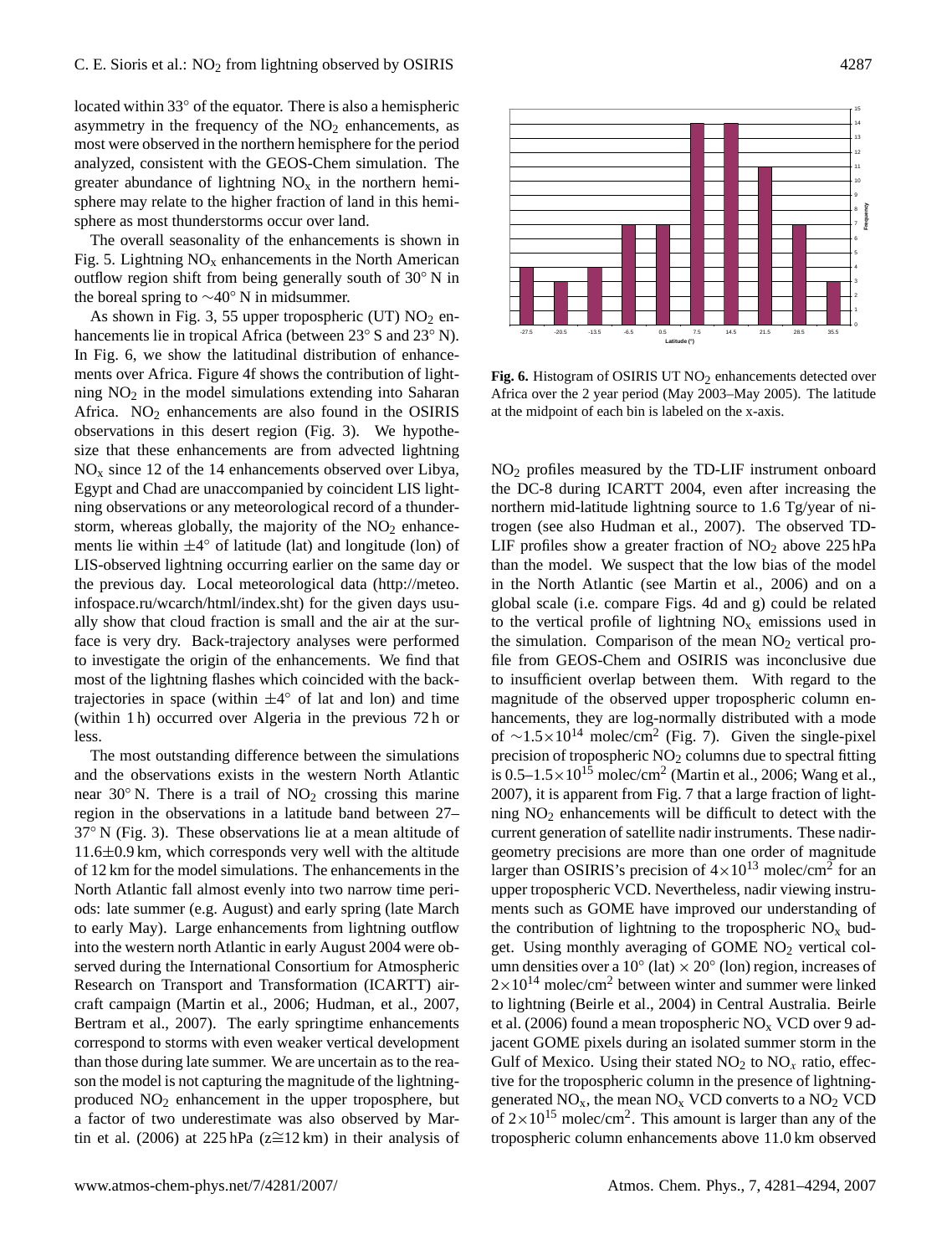located within 33° of the equator. There is also a hemispheric asymmetry in the frequency of the $NO_2$ enhancements, as most were observed in the northern hemisphere for the period analyzed, consistent with the GEOS-Chem simulation. The greater abundance of lightning $NO_x$ in the northern hemisphere may relate to the higher fraction of land in this hemisphere as most thunderstorms occur over land.

The overall seasonality of the enhancements is shown in Fig. 5. Lightning $NO_x$ enhancements in the North American outflow region shift from being generally south of 30° N in the boreal spring to ∼40° N in midsummer.

As shown in Fig. 3, 55 upper tropospheric (UT) $NO_2$ enhancements lie in tropical Africa (between 23° S and 23° N). In Fig. 6, we show the latitudinal distribution of enhancements over Africa. Figure 4f shows the contribution of lightning $NO_2$ in the model simulations extending into Saharan Africa. $NO_2$ enhancements are also found in the OSIRIS observations in this desert region (Fig. 3). We hypothesize that these enhancements are from advected lightning $NO_x$ since 12 of the 14 enhancements observed over Libya, Egypt and Chad are unaccompanied by coincident LIS lightning observations or any meteorological record of a thunderstorm, whereas globally, the majority of the $NO_2$ enhancements lie within ±4° of latitude (lat) and longitude (lon) of LIS-observed lightning occurring earlier on the same day or the previous day. Local meteorological data (http://meteo.infospace.ru/wcarch/html/index.sht) for the given days usually show that cloud fraction is small and the air at the surface is very dry. Back-trajectory analyses were performed to investigate the origin of the enhancements. We find that most of the lightning flashes which coincided with the back-trajectories in space (within ±4° of lat and lon) and time (within 1 h) occurred over Algeria in the previous 72 h or less.

The most outstanding difference between the simulations and the observations exists in the western North Atlantic near 30° N. There is a trail of $NO_2$ crossing this marine region in the observations in a latitude band between 27–37° N (Fig. 3). These observations lie at a mean altitude of 11.6±0.9 km, which corresponds very well with the altitude of 12 km for the model simulations. The enhancements in the North Atlantic fall almost evenly into two narrow time periods: late summer (e.g. August) and early spring (late March to early May). Large enhancements from lightning outflow into the western north Atlantic in early August 2004 were observed during the International Consortium for Atmospheric Research on Transport and Transformation (ICARTT) aircraft campaign (Martin et al., 2006; Hudman, et al., 2007, Bertram et al., 2007). The early springtime enhancements correspond to storms with even weaker vertical development than those during late summer. We are uncertain as to the reason the model is not capturing the magnitude of the lightning-produced $NO_2$ enhancement in the upper troposphere, but a factor of two underestimate was also observed by Martin et al. (2006) at 225 hPa (z≅12 km) in their analysis of $NO_2$ profiles measured by the TD-LIF instrument onboard the DC-8 during ICARTT 2004, even after increasing the northern mid-latitude lightning source to 1.6 Tg/year of nitrogen (see also Hudman et al., 2007). The observed TD-LIF profiles show a greater fraction of $NO_2$ above 225 hPa than the model. We suspect that the low bias of the model in the North Atlantic (see Martin et al., 2006) and on a global scale (i.e. compare Figs. 4d and g) could be related to the vertical profile of lightning $NO_x$ emissions used in the simulation. Comparison of the mean $NO_2$ vertical profile from GEOS-Chem and OSIRIS was inconclusive due to insufficient overlap between them. With regard to the magnitude of the observed upper tropospheric column enhancements, they are log-normally distributed with a mode of $\sim 1.5\times10^{14}$ molec/cm$^2$ (Fig. 7). Given the single-pixel precision of tropospheric $NO_2$ columns due to spectral fitting is $0.5–1.5\times10^{15}$ molec/cm$^2$ (Martin et al., 2006; Wang et al., 2007), it is apparent from Fig. 7 that a large fraction of lightning $NO_2$ enhancements will be difficult to detect with the current generation of satellite nadir instruments. These nadir-geometry precisions are more than one order of magnitude larger than OSIRIS's precision of $4\times10^{13}$ molec/cm$^2$ for an upper tropospheric VCD. Nevertheless, nadir viewing instruments such as GOME have improved our understanding of the contribution of lightning to the tropospheric $NO_x$ budget. Using monthly averaging of GOME $NO_2$ vertical column densities over a 10° (lat) × 20° (lon) region, increases of $2\times10^{14}$ molec/cm$^2$ between winter and summer were linked to lightning (Beirle et al., 2004) in Central Australia. Beirle et al. (2006) found a mean tropospheric $NO_x$ VCD over 9 adjacent GOME pixels during an isolated summer storm in the Gulf of Mexico. Using their stated $NO_2$ to $NO_x$ ratio, effective for the tropospheric column in the presence of lightning-generated $NO_x$, the mean $NO_x$ VCD converts to a $NO_2$ VCD of $2\times10^{15}$ molec/cm$^2$. This amount is larger than any of the tropospheric column enhancements above 11.0 km observed

**Fig. 6.** Histogram of OSIRIS UT $NO_2$ enhancements detected over Africa over the 2 year period (May 2003–May 2005). The latitude at the midpoint of each bin is labeled on the x-axis.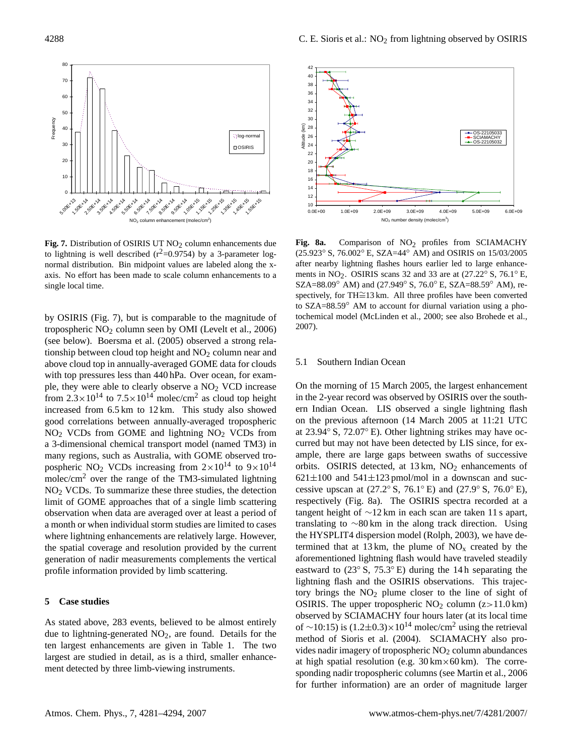**Fig. 7.** Distribution of OSIRIS UT $NO_2$ column enhancements due to lightning is well described ($r^2$=0.9754) by a 3-parameter log-normal distribution. Bin midpoint values are labeled along the x-axis. No effort has been made to scale column enhancements to a single local time.

**Fig. 8a.** Comparison of $NO_2$ profiles from SCIAMACHY (25.923° S, 76.002° E, SZA=44° AM) and OSIRIS on 15/03/2005 after nearby lightning flashes hours earlier led to large enhancements in $NO_2$. OSIRIS scans 32 and 33 are at (27.22° S, 76.1° E, SZA=88.09° AM) and (27.949° S, 76.0° E, SZA=88.59° AM), respectively, for TH≅13 km. All three profiles have been converted to SZA=88.59° AM to account for diurnal variation using a photochemical model (McLinden et al., 2000; see also Brohede et al., 2007).

by OSIRIS (Fig. 7), but is comparable to the magnitude of tropospheric $NO_2$ column seen by OMI (Levelt et al., 2006) (see below). Boersma et al. (2005) observed a strong relationship between cloud top height and $NO_2$ column near and above cloud top in annually-averaged GOME data for clouds with top pressures less than 440 hPa. Over ocean, for example, they were able to clearly observe a $NO_2$ VCD increase from $2.3\times10^{14}$ to $7.5\times10^{14}$ molec/cm$^2$ as cloud top height increased from 6.5 km to 12 km. This study also showed good correlations between annually-averaged tropospheric $NO_2$ VCDs from GOME and lightning $NO_2$ VCDs from a 3-dimensional chemical transport model (named TM3) in many regions, such as Australia, with GOME observed tropospheric $NO_2$ VCDs increasing from $2\times10^{14}$ to $9\times10^{14}$ molec/cm$^2$ over the range of the TM3-simulated lightning $NO_2$ VCDs. To summarize these three studies, the detection limit of GOME approaches that of a single limb scattering observation when data are averaged over at least a period of a month or when individual storm studies are limited to cases where lightning enhancements are relatively large. However, the spatial coverage and resolution provided by the current generation of nadir measurements complements the vertical profile information provided by limb scattering.

## 5 Case studies

As stated above, 283 events, believed to be almost entirely due to lightning-generated $NO_2$, are found. Details for the ten largest enhancements are given in Table 1. The two largest are studied in detail, as is a third, smaller enhancement detected by three limb-viewing instruments.

### 5.1 Southern Indian Ocean

On the morning of 15 March 2005, the largest enhancement in the 2-year record was observed by OSIRIS over the southern Indian Ocean. LIS observed a single lightning flash on the previous afternoon (14 March 2005 at 11:21 UTC at 23.94° S, 72.07° E). Other lightning strikes may have occurred but may not have been detected by LIS since, for example, there are large gaps between swaths of successive orbits. OSIRIS detected, at 13 km, $NO_2$ enhancements of 621±100 and 541±123 pmol/mol in a downscan and successive upscan at (27.2° S, 76.1° E) and (27.9° S, 76.0° E), respectively (Fig. 8a). The OSIRIS spectra recorded at a tangent height of ∼12 km in each scan are taken 11 s apart, translating to ∼80 km in the along track direction. Using the HYSPLIT4 dispersion model (Rolph, 2003), we have determined that at 13 km, the plume of $NO_x$ created by the aforementioned lightning flash would have traveled steadily eastward to (23° S, 75.3° E) during the 14 h separating the lightning flash and the OSIRIS observations. This trajectory brings the $NO_2$ plume closer to the line of sight of OSIRIS. The upper tropospheric $NO_2$ column (z>11.0 km) observed by SCIAMACHY four hours later (at its local time of ∼10:15) is $(1.2\pm0.3)\times10^{14}$ molec/cm$^2$ using the retrieval method of Sioris et al. (2004). SCIAMACHY also provides nadir imagery of tropospheric $NO_2$ column abundances at high spatial resolution (e.g. 30 km×60 km). The corresponding nadir tropospheric columns (see Martin et al., 2006 for further information) are an order of magnitude larger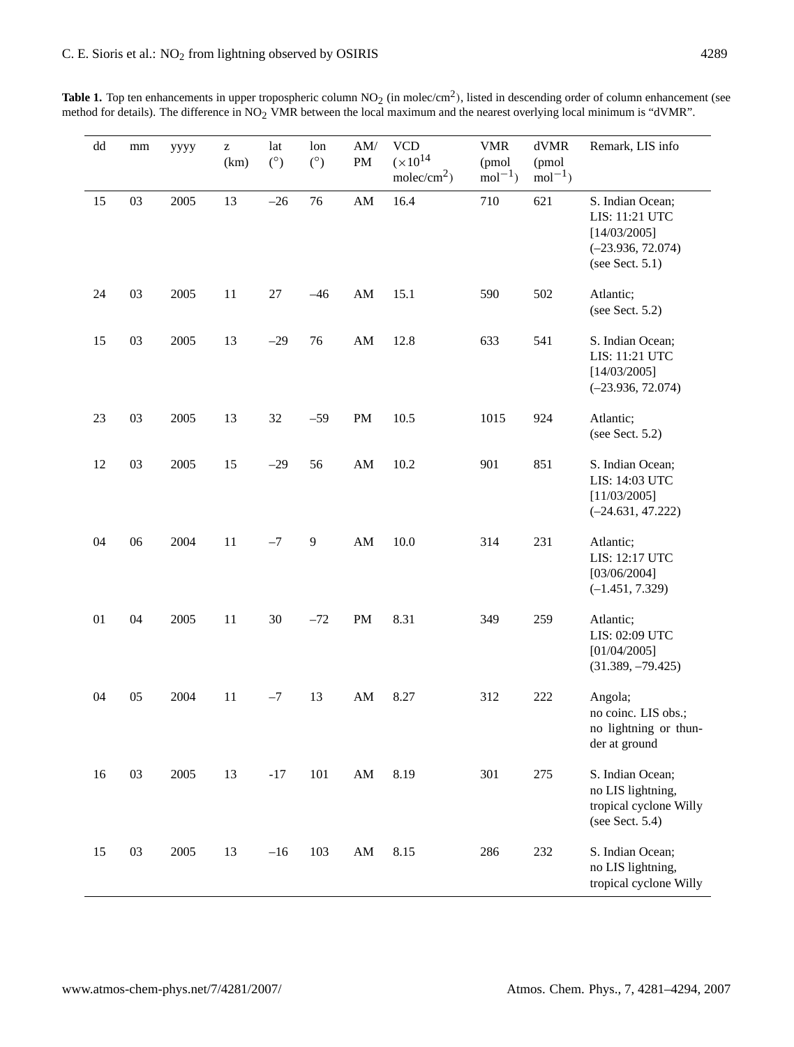**Table 1.** Top ten enhancements in upper tropospheric column $NO_2$ (in molec/cm$^2$), listed in descending order of column enhancement (see method for details). The difference in $NO_2$ VMR between the local maximum and the nearest overlying local minimum is "dVMR".

| dd | mm | yyyy | z (km) | lat (°) | lon (°) | AM/PM | VCD ($\times 10^{14}$ molec/cm$^2$) | VMR (pmol mol$^{-1}$) | dVMR (pmol mol$^{-1}$) | Remark, LIS info |
|---|---|---|---|---|---|---|---|---|---|---|
| 15 | 03 | 2005 | 13 | –26 | 76 | AM | 16.4 | 710 | 621 | S. Indian Ocean; LIS: 11:21 UTC [14/03/2005] (–23.936, 72.074) (see Sect. 5.1) |
| 24 | 03 | 2005 | 11 | 27 | –46 | AM | 15.1 | 590 | 502 | Atlantic; (see Sect. 5.2) |
| 15 | 03 | 2005 | 13 | –29 | 76 | AM | 12.8 | 633 | 541 | S. Indian Ocean; LIS: 11:21 UTC [14/03/2005] (–23.936, 72.074) |
| 23 | 03 | 2005 | 13 | 32 | –59 | PM | 10.5 | 1015 | 924 | Atlantic; (see Sect. 5.2) |
| 12 | 03 | 2005 | 15 | –29 | 56 | AM | 10.2 | 901 | 851 | S. Indian Ocean; LIS: 14:03 UTC [11/03/2005] (–24.631, 47.222) |
| 04 | 06 | 2004 | 11 | –7 | 9 | AM | 10.0 | 314 | 231 | Atlantic; LIS: 12:17 UTC [03/06/2004] (–1.451, 7.329) |
| 01 | 04 | 2005 | 11 | 30 | –72 | PM | 8.31 | 349 | 259 | Atlantic; LIS: 02:09 UTC [01/04/2005] (31.389, –79.425) |
| 04 | 05 | 2004 | 11 | –7 | 13 | AM | 8.27 | 312 | 222 | Angola; no coinc. LIS obs.; no lightning or thunder at ground |
| 16 | 03 | 2005 | 13 | -17 | 101 | AM | 8.19 | 301 | 275 | S. Indian Ocean; no LIS lightning, tropical cyclone Willy (see Sect. 5.4) |
| 15 | 03 | 2005 | 13 | –16 | 103 | AM | 8.15 | 286 | 232 | S. Indian Ocean; no LIS lightning, tropical cyclone Willy |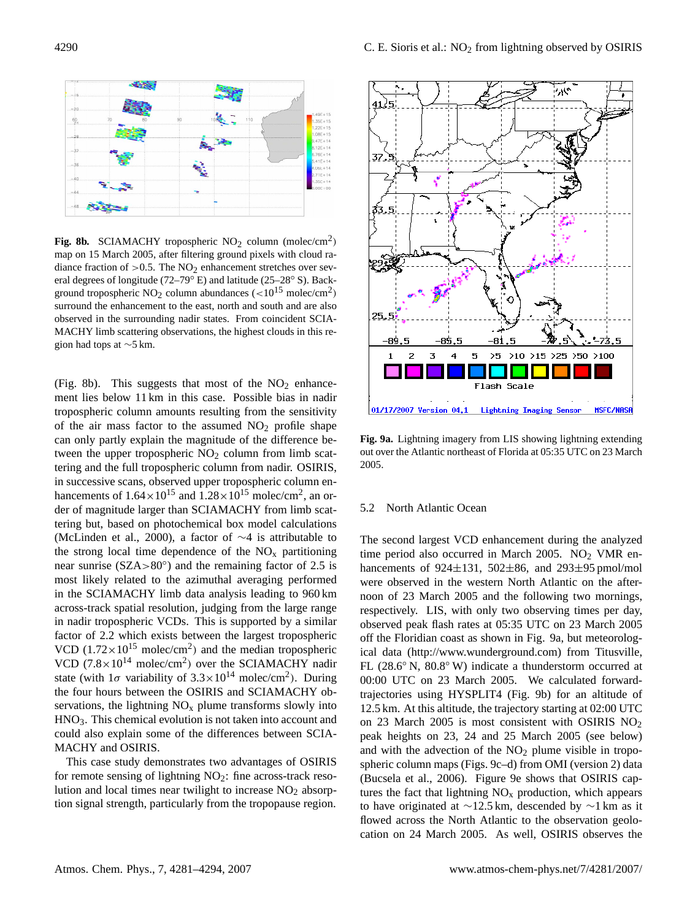**Fig. 8b.** SCIAMACHY tropospheric $NO_2$ column (molec/cm$^2$) map on 15 March 2005, after filtering ground pixels with cloud radiance fraction of >0.5. The $NO_2$ enhancement stretches over several degrees of longitude (72–79° E) and latitude (25–28° S). Background tropospheric $NO_2$ column abundances ($<10^{15}$ molec/cm$^2$) surround the enhancement to the east, north and south and are also observed in the surrounding nadir states. From coincident SCIAMACHY limb scattering observations, the highest clouds in this region had tops at ~5 km.

(Fig. 8b). This suggests that most of the $NO_2$ enhancement lies below 11 km in this case. Possible bias in nadir tropospheric column amounts resulting from the sensitivity of the air mass factor to the assumed $NO_2$ profile shape can only partly explain the magnitude of the difference between the upper tropospheric $NO_2$ column from limb scattering and the full tropospheric column from nadir. OSIRIS, in successive scans, observed upper tropospheric column enhancements of $1.64\times10^{15}$ and $1.28\times10^{15}$ molec/cm$^2$, an order of magnitude larger than SCIAMACHY from limb scattering but, based on photochemical box model calculations (McLinden et al., 2000), a factor of ~4 is attributable to the strong local time dependence of the $NO_x$ partitioning near sunrise (SZA>80°) and the remaining factor of 2.5 is most likely related to the azimuthal averaging performed in the SCIAMACHY limb data analysis leading to 960 km across-track spatial resolution, judging from the large range in nadir tropospheric VCDs. This is supported by a similar factor of 2.2 which exists between the largest tropospheric VCD ($1.72\times10^{15}$ molec/cm$^2$) and the median tropospheric VCD ($7.8\times10^{14}$ molec/cm$^2$) over the SCIAMACHY nadir state (with 1$\sigma$ variability of $3.3\times10^{14}$ molec/cm$^2$). During the four hours between the OSIRIS and SCIAMACHY observations, the lightning $NO_x$ plume transforms slowly into $HNO_3$. This chemical evolution is not taken into account and could also explain some of the differences between SCIAMACHY and OSIRIS.

This case study demonstrates two advantages of OSIRIS for remote sensing of lightning $NO_2$: fine across-track resolution and local times near twilight to increase $NO_2$ absorption signal strength, particularly from the tropopause region.

**Fig. 9a.** Lightning imagery from LIS showing lightning extending out over the Atlantic northeast of Florida at 05:35 UTC on 23 March 2005.

### 5.2 North Atlantic Ocean

The second largest VCD enhancement during the analyzed time period also occurred in March 2005. $NO_2$ VMR enhancements of 924±131, 502±86, and 293±95 pmol/mol were observed in the western North Atlantic on the afternoon of 23 March 2005 and the following two mornings, respectively. LIS, with only two observing times per day, observed peak flash rates at 05:35 UTC on 23 March 2005 off the Floridian coast as shown in Fig. 9a, but meteorological data (http://www.wunderground.com) from Titusville, FL (28.6° N, 80.8° W) indicate a thunderstorm occurred at 00:00 UTC on 23 March 2005. We calculated forward-trajectories using HYSPLIT4 (Fig. 9b) for an altitude of 12.5 km. At this altitude, the trajectory starting at 02:00 UTC on 23 March 2005 is most consistent with OSIRIS $NO_2$ peak heights on 23, 24 and 25 March 2005 (see below) and with the advection of the $NO_2$ plume visible in tropospheric column maps (Figs. 9c–d) from OMI (version 2) data (Bucsela et al., 2006). Figure 9e shows that OSIRIS captures the fact that lightning $NO_x$ production, which appears to have originated at ~12.5 km, descended by ~1 km as it flowed across the North Atlantic to the observation geolocation on 24 March 2005. As well, OSIRIS observes the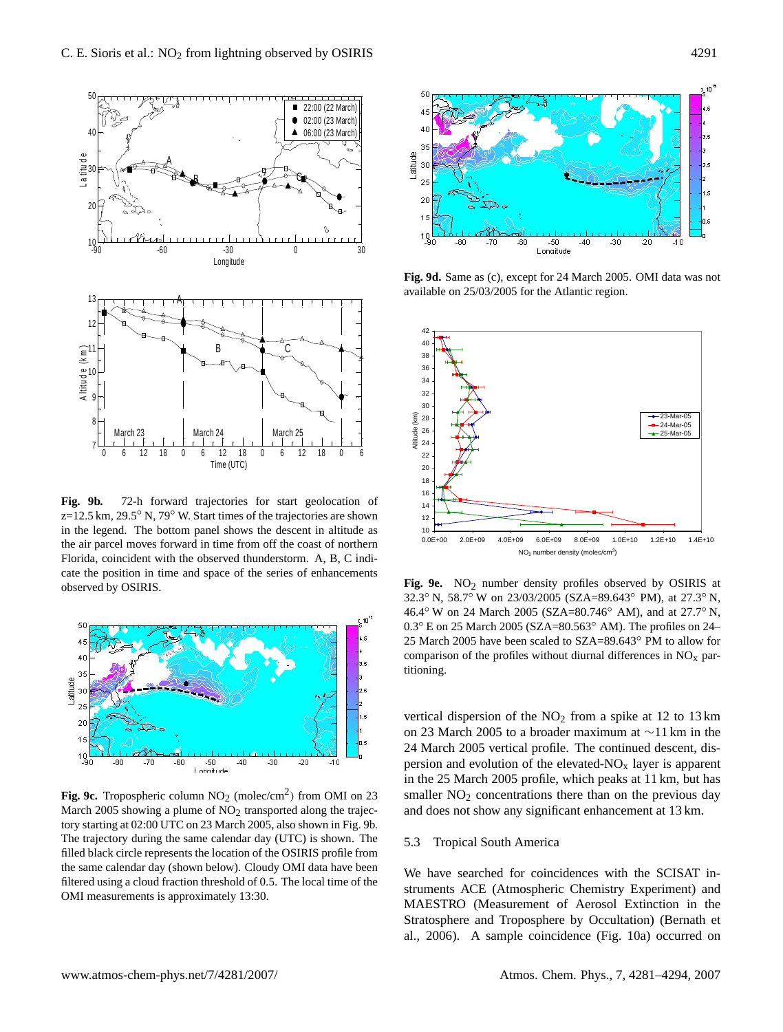**Fig. 9b.** 72-h forward trajectories for start geolocation of z=12.5 km, 29.5° N, 79° W. Start times of the trajectories are shown in the legend. The bottom panel shows the descent in altitude as the air parcel moves forward in time from off the coast of northern Florida, coincident with the observed thunderstorm. A, B, C indicate the position in time and space of the series of enhancements observed by OSIRIS.

**Fig. 9c.** Tropospheric column $NO_2$ (molec/cm$^2$) from OMI on 23 March 2005 showing a plume of $NO_2$ transported along the trajectory starting at 02:00 UTC on 23 March 2005, also shown in Fig. 9b. The trajectory during the same calendar day (UTC) is shown. The filled black circle represents the location of the OSIRIS profile from the same calendar day (shown below). Cloudy OMI data have been filtered using a cloud fraction threshold of 0.5. The local time of the OMI measurements is approximately 13:30.

**Fig. 9d.** Same as (c), except for 24 March 2005. OMI data was not available on 25/03/2005 for the Atlantic region.

**Fig. 9e.** $NO_2$ number density profiles observed by OSIRIS at 32.3° N, 58.7° W on 23/03/2005 (SZA=89.643° PM), at 27.3° N, 46.4° W on 24 March 2005 (SZA=80.746° AM), and at 27.7° N, 0.3° E on 25 March 2005 (SZA=80.563° AM). The profiles on 24–25 March 2005 have been scaled to SZA=89.643° PM to allow for comparison of the profiles without diurnal differences in $NO_x$ partitioning.

vertical dispersion of the $NO_2$ from a spike at 12 to 13 km on 23 March 2005 to a broader maximum at ∼11 km in the 24 March 2005 vertical profile. The continued descent, dispersion and evolution of the elevated-$NO_x$ layer is apparent in the 25 March 2005 profile, which peaks at 11 km, but has smaller $NO_2$ concentrations there than on the previous day and does not show any significant enhancement at 13 km.

### 5.3 Tropical South America

We have searched for coincidences with the SCISAT instruments ACE (Atmospheric Chemistry Experiment) and MAESTRO (Measurement of Aerosol Extinction in the Stratosphere and Troposphere by Occultation) (Bernath et al., 2006). A sample coincidence (Fig. 10a) occurred on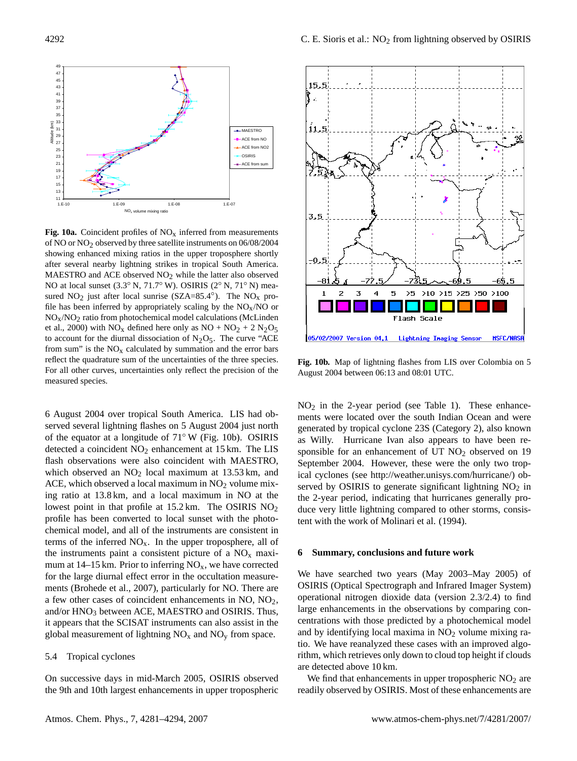**Fig. 10a.** Coincident profiles of $NO_x$ inferred from measurements of NO or $NO_2$ observed by three satellite instruments on 06/08/2004 showing enhanced mixing ratios in the upper troposphere shortly after several nearby lightning strikes in tropical South America. MAESTRO and ACE observed $NO_2$ while the latter also observed NO at local sunset (3.3° N, 71.7° W). OSIRIS (2° N, 71° N) measured $NO_2$ just after local sunrise (SZA=85.4°). The $NO_x$ profile has been inferred by appropriately scaling by the $NO_x$/NO or $NO_x$/$NO_2$ ratio from photochemical model calculations (McLinden et al., 2000) with $NO_x$ defined here only as NO + $NO_2$ + 2 $N_2O_5$ to account for the diurnal dissociation of $N_2O_5$. The curve "ACE from sum" is the $NO_x$ calculated by summation and the error bars reflect the quadrature sum of the uncertainties of the three species. For all other curves, uncertainties only reflect the precision of the measured species.

**Fig. 10b.** Map of lightning flashes from LIS over Colombia on 5 August 2004 between 06:13 and 08:01 UTC.

6 August 2004 over tropical South America. LIS had observed several lightning flashes on 5 August 2004 just north of the equator at a longitude of 71° W (Fig. 10b). OSIRIS detected a coincident $NO_2$ enhancement at 15 km. The LIS flash observations were also coincident with MAESTRO, which observed an $NO_2$ local maximum at 13.53 km, and ACE, which observed a local maximum in $NO_2$ volume mixing ratio at 13.8 km, and a local maximum in NO at the lowest point in that profile at 15.2 km. The OSIRIS $NO_2$ profile has been converted to local sunset with the photochemical model, and all of the instruments are consistent in terms of the inferred $NO_x$. In the upper troposphere, all of the instruments paint a consistent picture of a $NO_x$ maximum at 14–15 km. Prior to inferring $NO_x$, we have corrected for the large diurnal effect error in the occultation measurements (Brohede et al., 2007), particularly for NO. There are a few other cases of coincident enhancements in NO, $NO_2$, and/or $HNO_3$ between ACE, MAESTRO and OSIRIS. Thus, it appears that the SCISAT instruments can also assist in the global measurement of lightning $NO_x$ and $NO_y$ from space.

### 5.4 Tropical cyclones

On successive days in mid-March 2005, OSIRIS observed the 9th and 10th largest enhancements in upper tropospheric $NO_2$ in the 2-year period (see Table 1). These enhancements were located over the south Indian Ocean and were generated by tropical cyclone 23S (Category 2), also known as Willy. Hurricane Ivan also appears to be responsible for an enhancement of UT $NO_2$ observed on 19 September 2004. However, these were the only two tropical cyclones (see http://weather.unisys.com/hurricane/) observed by OSIRIS to generate significant lightning $NO_2$ in the 2-year period, indicating that hurricanes generally produce very little lightning compared to other storms, consistent with the work of Molinari et al. (1994).

## 6 Summary, conclusions and future work

We have searched two years (May 2003–May 2005) of OSIRIS (Optical Spectrograph and Infrared Imager System) operational nitrogen dioxide data (version 2.3/2.4) to find large enhancements in the observations by comparing concentrations with those predicted by a photochemical model and by identifying local maxima in $NO_2$ volume mixing ratio. We have reanalyzed these cases with an improved algorithm, which retrieves only down to cloud top height if clouds are detected above 10 km.

We find that enhancements in upper tropospheric $NO_2$ are readily observed by OSIRIS. Most of these enhancements are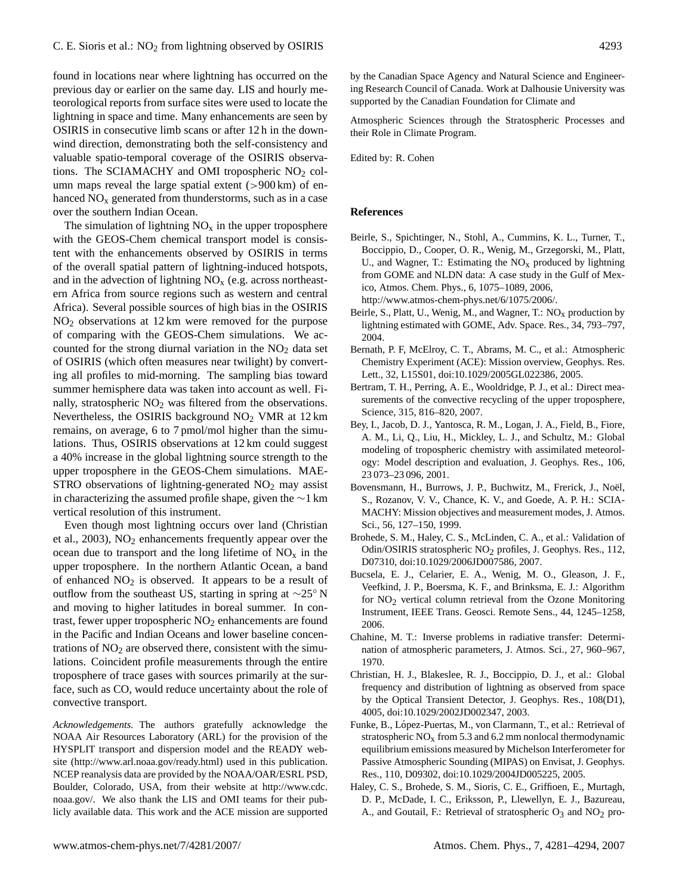found in locations near where lightning has occurred on the previous day or earlier on the same day. LIS and hourly meteorological reports from surface sites were used to locate the lightning in space and time. Many enhancements are seen by OSIRIS in consecutive limb scans or after 12 h in the downwind direction, demonstrating both the self-consistency and valuable spatio-temporal coverage of the OSIRIS observations. The SCIAMACHY and OMI tropospheric $NO_2$ column maps reveal the large spatial extent (>900 km) of enhanced $NO_x$ generated from thunderstorms, such as in a case over the southern Indian Ocean.

The simulation of lightning $NO_x$ in the upper troposphere with the GEOS-Chem chemical transport model is consistent with the enhancements observed by OSIRIS in terms of the overall spatial pattern of lightning-induced hotspots, and in the advection of lightning $NO_x$ (e.g. across northeastern Africa from source regions such as western and central Africa). Several possible sources of high bias in the OSIRIS $NO_2$ observations at 12 km were removed for the purpose of comparing with the GEOS-Chem simulations. We accounted for the strong diurnal variation in the $NO_2$ data set of OSIRIS (which often measures near twilight) by converting all profiles to mid-morning. The sampling bias toward summer hemisphere data was taken into account as well. Finally, stratospheric $NO_2$ was filtered from the observations. Nevertheless, the OSIRIS background $NO_2$ VMR at 12 km remains, on average, 6 to 7 pmol/mol higher than the simulations. Thus, OSIRIS observations at 12 km could suggest a 40% increase in the global lightning source strength to the upper troposphere in the GEOS-Chem simulations. MAESTRO observations of lightning-generated $NO_2$ may assist in characterizing the assumed profile shape, given the ~1 km vertical resolution of this instrument.

Even though most lightning occurs over land (Christian et al., 2003), $NO_2$ enhancements frequently appear over the ocean due to transport and the long lifetime of $NO_x$ in the upper troposphere. In the northern Atlantic Ocean, a band of enhanced $NO_2$ is observed. It appears to be a result of outflow from the southeast US, starting in spring at ~25° N and moving to higher latitudes in boreal summer. In contrast, fewer upper tropospheric $NO_2$ enhancements are found in the Pacific and Indian Oceans and lower baseline concentrations of $NO_2$ are observed there, consistent with the simulations. Coincident profile measurements through the entire troposphere of trace gases with sources primarily at the surface, such as CO, would reduce uncertainty about the role of convective transport.

*Acknowledgements.* The authors gratefully acknowledge the NOAA Air Resources Laboratory (ARL) for the provision of the HYSPLIT transport and dispersion model and the READY website (http://www.arl.noaa.gov/ready.html) used in this publication. NCEP reanalysis data are provided by the NOAA/OAR/ESRL PSD, Boulder, Colorado, USA, from their website at http://www.cdc.noaa.gov/. We also thank the LIS and OMI teams for their publicly available data. This work and the ACE mission are supported by the Canadian Space Agency and Natural Science and Engineering Research Council of Canada. Work at Dalhousie University was supported by the Canadian Foundation for Climate and Atmospheric Sciences through the Stratospheric Processes and their Role in Climate Program.

Edited by: R. Cohen

## References

Beirle, S., Spichtinger, N., Stohl, A., Cummins, K. L., Turner, T., Boccippio, D., Cooper, O. R., Wenig, M., Grzegorski, M., Platt, U., and Wagner, T.: Estimating the $NO_x$ produced by lightning from GOME and NLDN data: A case study in the Gulf of Mexico, Atmos. Chem. Phys., 6, 1075–1089, 2006, http://www.atmos-chem-phys.net/6/1075/2006/.

Beirle, S., Platt, U., Wenig, M., and Wagner, T.: $NO_x$ production by lightning estimated with GOME, Adv. Space. Res., 34, 793–797, 2004.

Bernath, P. F, McElroy, C. T., Abrams, M. C., et al.: Atmospheric Chemistry Experiment (ACE): Mission overview, Geophys. Res. Lett., 32, L15S01, doi:10.1029/2005GL022386, 2005.

Bertram, T. H., Perring, A. E., Wooldridge, P. J., et al.: Direct measurements of the convective recycling of the upper troposphere, Science, 315, 816–820, 2007.

Bey, I., Jacob, D. J., Yantosca, R. M., Logan, J. A., Field, B., Fiore, A. M., Li, Q., Liu, H., Mickley, L. J., and Schultz, M.: Global modeling of tropospheric chemistry with assimilated meteorology: Model description and evaluation, J. Geophys. Res., 106, 23 073–23 096, 2001.

Bovensmann, H., Burrows, J. P., Buchwitz, M., Frerick, J., Noël, S., Rozanov, V. V., Chance, K. V., and Goede, A. P. H.: SCIAMACHY: Mission objectives and measurement modes, J. Atmos. Sci., 56, 127–150, 1999.

Brohede, S. M., Haley, C. S., McLinden, C. A., et al.: Validation of Odin/OSIRIS stratospheric $NO_2$ profiles, J. Geophys. Res., 112, D07310, doi:10.1029/2006JD007586, 2007.

Bucsela, E. J., Celarier, E. A., Wenig, M. O., Gleason, J. F., Veefkind, J. P., Boersma, K. F., and Brinksma, E. J.: Algorithm for $NO_2$ vertical column retrieval from the Ozone Monitoring Instrument, IEEE Trans. Geosci. Remote Sens., 44, 1245–1258, 2006.

Chahine, M. T.: Inverse problems in radiative transfer: Determination of atmospheric parameters, J. Atmos. Sci., 27, 960–967, 1970.

Christian, H. J., Blakeslee, R. J., Boccippio, D. J., et al.: Global frequency and distribution of lightning as observed from space by the Optical Transient Detector, J. Geophys. Res., 108(D1), 4005, doi:10.1029/2002JD002347, 2003.

Funke, B., López-Puertas, M., von Clarmann, T., et al.: Retrieval of stratospheric $NO_x$ from 5.3 and 6.2 mm nonlocal thermodynamic equilibrium emissions measured by Michelson Interferometer for Passive Atmospheric Sounding (MIPAS) on Envisat, J. Geophys. Res., 110, D09302, doi:10.1029/2004JD005225, 2005.

Haley, C. S., Brohede, S. M., Sioris, C. E., Griffioen, E., Murtagh, D. P., McDade, I. C., Eriksson, P., Llewellyn, E. J., Bazureau, A., and Goutail, F.: Retrieval of stratospheric $O_3$ and $NO_2$ pro-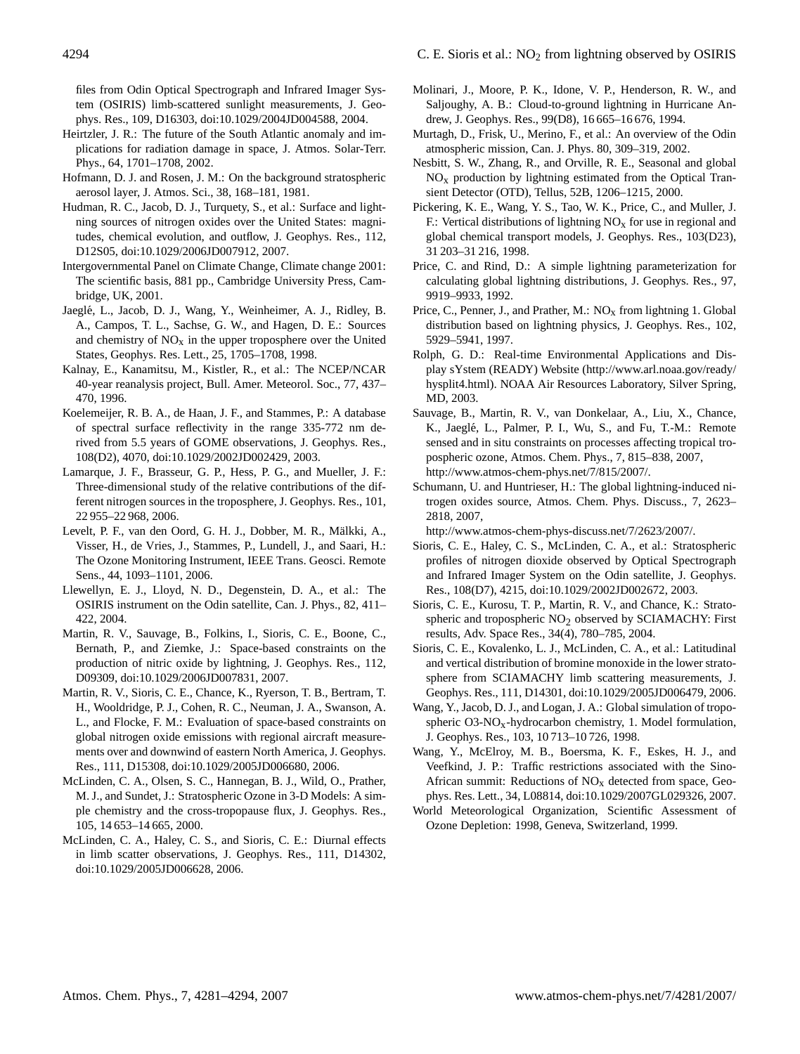files from Odin Optical Spectrograph and Infrared Imager System (OSIRIS) limb-scattered sunlight measurements, J. Geophys. Res., 109, D16303, doi:10.1029/2004JD004588, 2004.

Heirtzler, J. R.: The future of the South Atlantic anomaly and implications for radiation damage in space, J. Atmos. Solar-Terr. Phys., 64, 1701–1708, 2002.

Hofmann, D. J. and Rosen, J. M.: On the background stratospheric aerosol layer, J. Atmos. Sci., 38, 168–181, 1981.

Hudman, R. C., Jacob, D. J., Turquety, S., et al.: Surface and lightning sources of nitrogen oxides over the United States: magnitudes, chemical evolution, and outflow, J. Geophys. Res., 112, D12S05, doi:10.1029/2006JD007912, 2007.

Intergovernmental Panel on Climate Change, Climate change 2001: The scientific basis, 881 pp., Cambridge University Press, Cambridge, UK, 2001.

Jaeglé, L., Jacob, D. J., Wang, Y., Weinheimer, A. J., Ridley, B. A., Campos, T. L., Sachse, G. W., and Hagen, D. E.: Sources and chemistry of $NO_x$ in the upper troposphere over the United States, Geophys. Res. Lett., 25, 1705–1708, 1998.

Kalnay, E., Kanamitsu, M., Kistler, R., et al.: The NCEP/NCAR 40-year reanalysis project, Bull. Amer. Meteorol. Soc., 77, 437–470, 1996.

Koelemeijer, R. B. A., de Haan, J. F., and Stammes, P.: A database of spectral surface reflectivity in the range 335-772 nm derived from 5.5 years of GOME observations, J. Geophys. Res., 108(D2), 4070, doi:10.1029/2002JD002429, 2003.

Lamarque, J. F., Brasseur, G. P., Hess, P. G., and Mueller, J. F.: Three-dimensional study of the relative contributions of the different nitrogen sources in the troposphere, J. Geophys. Res., 101, 22 955–22 968, 2006.

Levelt, P. F., van den Oord, G. H. J., Dobber, M. R., Mälkki, A., Visser, H., de Vries, J., Stammes, P., Lundell, J., and Saari, H.: The Ozone Monitoring Instrument, IEEE Trans. Geosci. Remote Sens., 44, 1093–1101, 2006.

Llewellyn, E. J., Lloyd, N. D., Degenstein, D. A., et al.: The OSIRIS instrument on the Odin satellite, Can. J. Phys., 82, 411–422, 2004.

Martin, R. V., Sauvage, B., Folkins, I., Sioris, C. E., Boone, C., Bernath, P., and Ziemke, J.: Space-based constraints on the production of nitric oxide by lightning, J. Geophys. Res., 112, D09309, doi:10.1029/2006JD007831, 2007.

Martin, R. V., Sioris, C. E., Chance, K., Ryerson, T. B., Bertram, T. H., Wooldridge, P. J., Cohen, R. C., Neuman, J. A., Swanson, A. L., and Flocke, F. M.: Evaluation of space-based constraints on global nitrogen oxide emissions with regional aircraft measurements over and downwind of eastern North America, J. Geophys. Res., 111, D15308, doi:10.1029/2005JD006680, 2006.

McLinden, C. A., Olsen, S. C., Hannegan, B. J., Wild, O., Prather, M. J., and Sundet, J.: Stratospheric Ozone in 3-D Models: A simple chemistry and the cross-tropopause flux, J. Geophys. Res., 105, 14 653–14 665, 2000.

McLinden, C. A., Haley, C. S., and Sioris, C. E.: Diurnal effects in limb scatter observations, J. Geophys. Res., 111, D14302, doi:10.1029/2005JD006628, 2006.

Molinari, J., Moore, P. K., Idone, V. P., Henderson, R. W., and Saljoughy, A. B.: Cloud-to-ground lightning in Hurricane Andrew, J. Geophys. Res., 99(D8), 16 665–16 676, 1994.

Murtagh, D., Frisk, U., Merino, F., et al.: An overview of the Odin atmospheric mission, Can. J. Phys. 80, 309–319, 2002.

Nesbitt, S. W., Zhang, R., and Orville, R. E., Seasonal and global $NO_x$ production by lightning estimated from the Optical Transient Detector (OTD), Tellus, 52B, 1206–1215, 2000.

Pickering, K. E., Wang, Y. S., Tao, W. K., Price, C., and Muller, J. F.: Vertical distributions of lightning $NO_x$ for use in regional and global chemical transport models, J. Geophys. Res., 103(D23), 31 203–31 216, 1998.

Price, C. and Rind, D.: A simple lightning parameterization for calculating global lightning distributions, J. Geophys. Res., 97, 9919–9933, 1992.

Price, C., Penner, J., and Prather, M.: $NO_x$ from lightning 1. Global distribution based on lightning physics, J. Geophys. Res., 102, 5929–5941, 1997.

Rolph, G. D.: Real-time Environmental Applications and Display sYstem (READY) Website (http://www.arl.noaa.gov/ready/hysplit4.html). NOAA Air Resources Laboratory, Silver Spring, MD, 2003.

Sauvage, B., Martin, R. V., van Donkelaar, A., Liu, X., Chance, K., Jaeglé, L., Palmer, P. I., Wu, S., and Fu, T.-M.: Remote sensed and in situ constraints on processes affecting tropical tropospheric ozone, Atmos. Chem. Phys., 7, 815–838, 2007, http://www.atmos-chem-phys.net/7/815/2007/.

Schumann, U. and Huntrieser, H.: The global lightning-induced nitrogen oxides source, Atmos. Chem. Phys. Discuss., 7, 2623–2818, 2007, http://www.atmos-chem-phys-discuss.net/7/2623/2007/.

Sioris, C. E., Haley, C. S., McLinden, C. A., et al.: Stratospheric profiles of nitrogen dioxide observed by Optical Spectrograph and Infrared Imager System on the Odin satellite, J. Geophys. Res., 108(D7), 4215, doi:10.1029/2002JD002672, 2003.

Sioris, C. E., Kurosu, T. P., Martin, R. V., and Chance, K.: Stratospheric and tropospheric $NO_2$ observed by SCIAMACHY: First results, Adv. Space Res., 34(4), 780–785, 2004.

Sioris, C. E., Kovalenko, L. J., McLinden, C. A., et al.: Latitudinal and vertical distribution of bromine monoxide in the lower stratosphere from SCIAMACHY limb scattering measurements, J. Geophys. Res., 111, D14301, doi:10.1029/2005JD006479, 2006.

Wang, Y., Jacob, D. J., and Logan, J. A.: Global simulation of tropospheric O3-$NO_x$-hydrocarbon chemistry, 1. Model formulation, J. Geophys. Res., 103, 10 713–10 726, 1998.

Wang, Y., McElroy, M. B., Boersma, K. F., Eskes, H. J., and Veefkind, J. P.: Traffic restrictions associated with the Sino-African summit: Reductions of $NO_x$ detected from space, Geophys. Res. Lett., 34, L08814, doi:10.1029/2007GL029326, 2007.

World Meteorological Organization, Scientific Assessment of Ozone Depletion: 1998, Geneva, Switzerland, 1999.